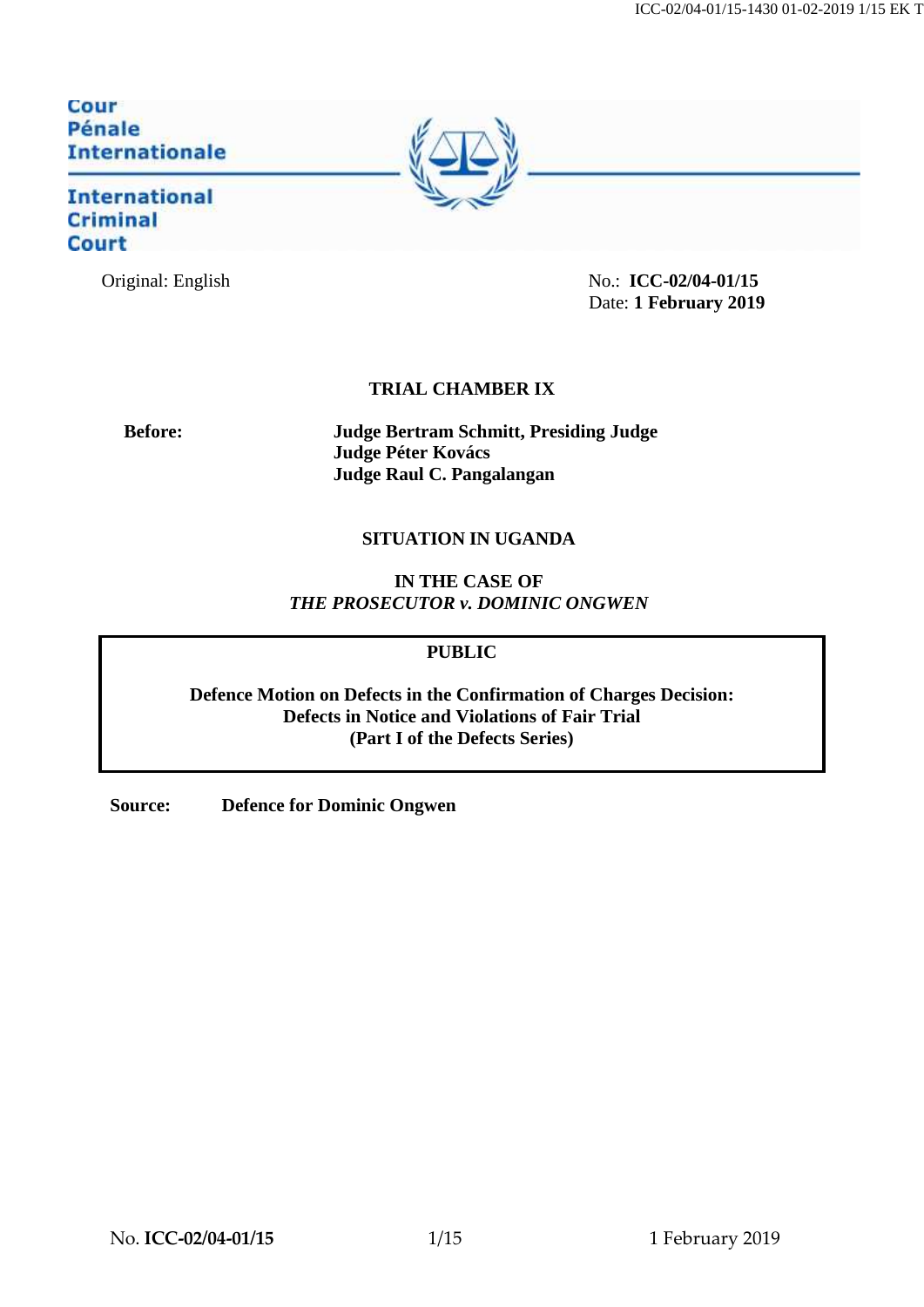Cour
Pénale
Internationale

International
Criminal
Court

Original: English

No.: **ICC-02/04-01/15**
Date: **1 February 2019**

**TRIAL CHAMBER IX**

**Before:** **Judge Bertram Schmitt, Presiding Judge**
**Judge Péter Kovács**
**Judge Raul C. Pangalangan**

**SITUATION IN UGANDA**

**IN THE CASE OF**
***THE PROSECUTOR v. DOMINIC ONGWEN***

**PUBLIC**

**Defence Motion on Defects in the Confirmation of Charges Decision:**
**Defects in Notice and Violations of Fair Trial**
**(Part I of the Defects Series)**

**Source:** **Defence for Dominic Ongwen**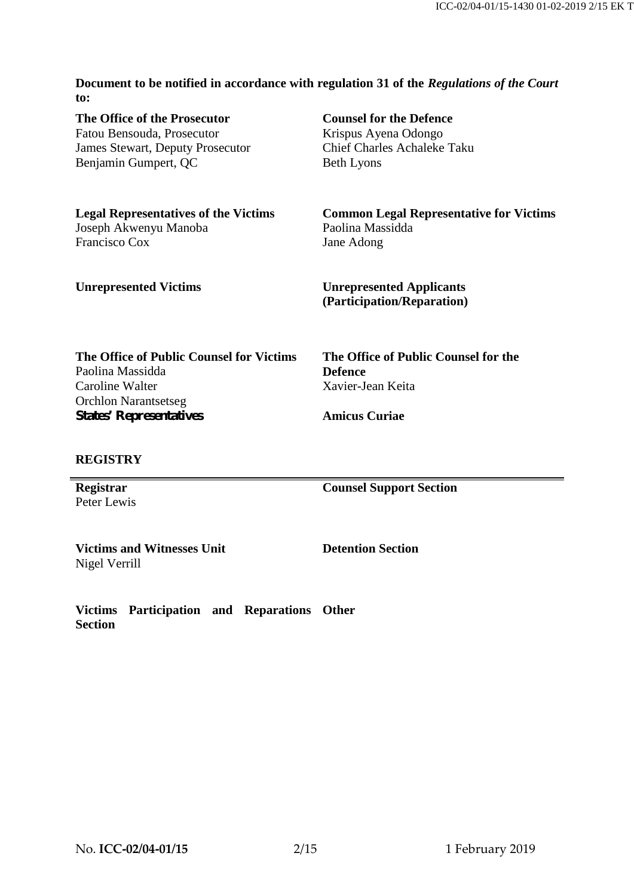**Document to be notified in accordance with regulation 31 of the *Regulations of the Court* to:**

**The Office of the Prosecutor**
Fatou Bensouda, Prosecutor
James Stewart, Deputy Prosecutor
Benjamin Gumpert, QC

**Counsel for the Defence**
Krispus Ayena Odongo
Chief Charles Achaleke Taku
Beth Lyons

**Legal Representatives of the Victims**
Joseph Akwenyu Manoba
Francisco Cox

**Common Legal Representative for Victims**
Paolina Massidda
Jane Adong

**Unrepresented Victims**

**Unrepresented Applicants (Participation/Reparation)**

**The Office of Public Counsel for Victims**
Paolina Massidda
Caroline Walter
Orchlon Narantsetseg

**The Office of Public Counsel for the Defence**
Xavier-Jean Keita

**States' Representatives**

**Amicus Curiae**

**REGISTRY**

**Registrar**
Peter Lewis

**Counsel Support Section**

**Victims and Witnesses Unit**
Nigel Verrill

**Detention Section**

**Victims Participation and Reparations Section**

**Other**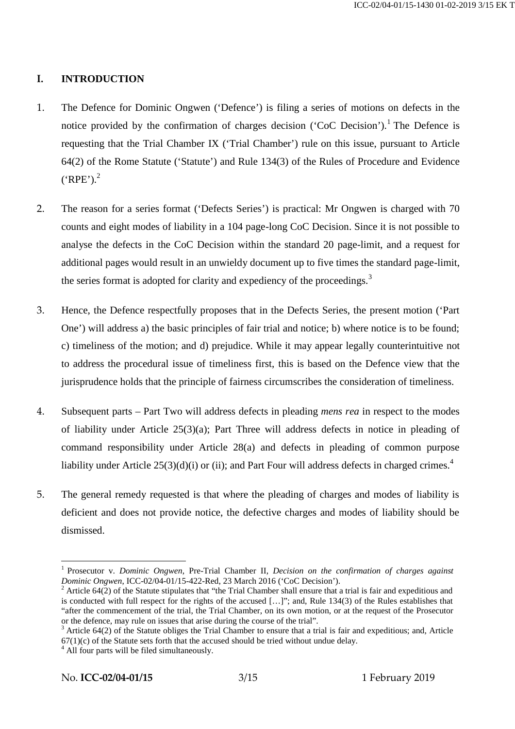## I. INTRODUCTION

1. The Defence for Dominic Ongwen ('Defence') is filing a series of motions on defects in the notice provided by the confirmation of charges decision ('CoC Decision').[1] The Defence is requesting that the Trial Chamber IX ('Trial Chamber') rule on this issue, pursuant to Article 64(2) of the Rome Statute ('Statute') and Rule 134(3) of the Rules of Procedure and Evidence ('RPE').[2]

2. The reason for a series format ('Defects Series') is practical: Mr Ongwen is charged with 70 counts and eight modes of liability in a 104 page-long CoC Decision. Since it is not possible to analyse the defects in the CoC Decision within the standard 20 page-limit, and a request for additional pages would result in an unwieldy document up to five times the standard page-limit, the series format is adopted for clarity and expediency of the proceedings.[3]

3. Hence, the Defence respectfully proposes that in the Defects Series, the present motion ('Part One') will address a) the basic principles of fair trial and notice; b) where notice is to be found; c) timeliness of the motion; and d) prejudice. While it may appear legally counterintuitive not to address the procedural issue of timeliness first, this is based on the Defence view that the jurisprudence holds that the principle of fairness circumscribes the consideration of timeliness.

4. Subsequent parts – Part Two will address defects in pleading *mens rea* in respect to the modes of liability under Article 25(3)(a); Part Three will address defects in notice in pleading of command responsibility under Article 28(a) and defects in pleading of common purpose liability under Article 25(3)(d)(i) or (ii); and Part Four will address defects in charged crimes.[4]

5. The general remedy requested is that where the pleading of charges and modes of liability is deficient and does not provide notice, the defective charges and modes of liability should be dismissed.

---

[1] Prosecutor v. *Dominic Ongwen*, Pre-Trial Chamber II, *Decision on the confirmation of charges against Dominic Ongwen*, ICC-02/04-01/15-422-Red, 23 March 2016 ('CoC Decision').

[2] Article 64(2) of the Statute stipulates that "the Trial Chamber shall ensure that a trial is fair and expeditious and is conducted with full respect for the rights of the accused […]"; and, Rule 134(3) of the Rules establishes that "after the commencement of the trial, the Trial Chamber, on its own motion, or at the request of the Prosecutor or the defence, may rule on issues that arise during the course of the trial".

[3] Article 64(2) of the Statute obliges the Trial Chamber to ensure that a trial is fair and expeditious; and, Article 67(1)(c) of the Statute sets forth that the accused should be tried without undue delay.

[4] All four parts will be filed simultaneously.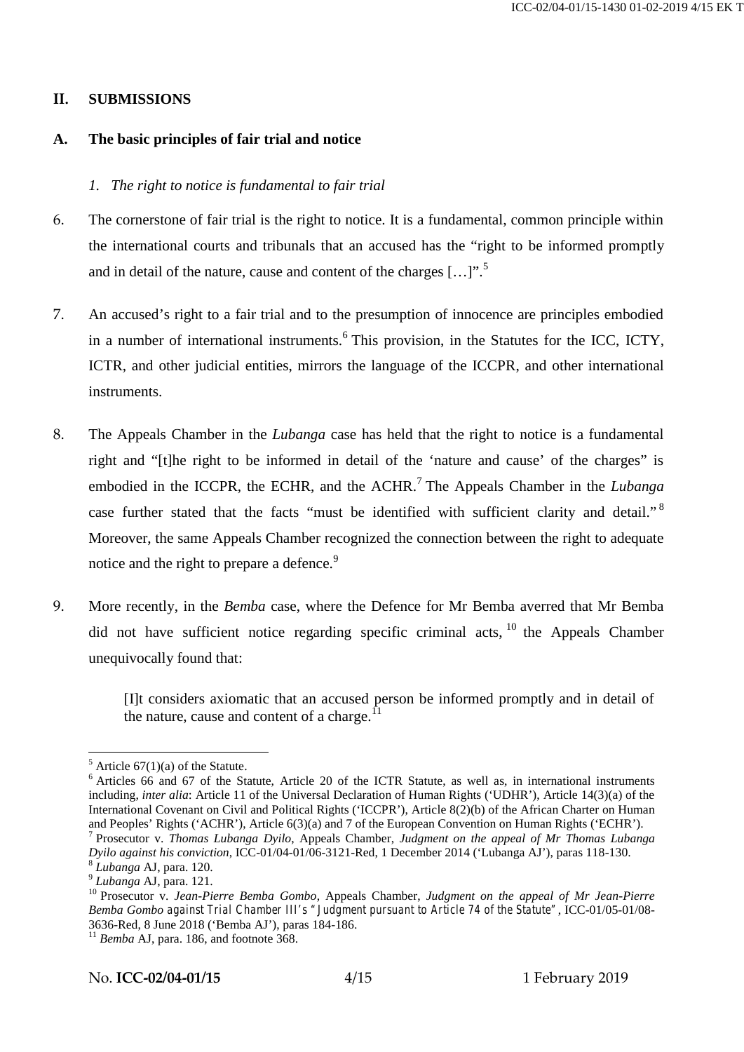## II. SUBMISSIONS

### A. The basic principles of fair trial and notice

#### *1. The right to notice is fundamental to fair trial*

6. The cornerstone of fair trial is the right to notice. It is a fundamental, common principle within the international courts and tribunals that an accused has the "right to be informed promptly and in detail of the nature, cause and content of the charges […]".[5]

7. An accused's right to a fair trial and to the presumption of innocence are principles embodied in a number of international instruments.[6] This provision, in the Statutes for the ICC, ICTY, ICTR, and other judicial entities, mirrors the language of the ICCPR, and other international instruments.

8. The Appeals Chamber in the *Lubanga* case has held that the right to notice is a fundamental right and "[t]he right to be informed in detail of the 'nature and cause' of the charges" is embodied in the ICCPR, the ECHR, and the ACHR.[7] The Appeals Chamber in the *Lubanga* case further stated that the facts "must be identified with sufficient clarity and detail."[8] Moreover, the same Appeals Chamber recognized the connection between the right to adequate notice and the right to prepare a defence.[9]

9. More recently, in the *Bemba* case, where the Defence for Mr Bemba averred that Mr Bemba did not have sufficient notice regarding specific criminal acts,[10] the Appeals Chamber unequivocally found that:

> [I]t considers axiomatic that an accused person be informed promptly and in detail of the nature, cause and content of a charge.[11]

---

[5] Article 67(1)(a) of the Statute.

[6] Articles 66 and 67 of the Statute, Article 20 of the ICTR Statute, as well as, in international instruments including, *inter alia*: Article 11 of the Universal Declaration of Human Rights ('UDHR'), Article 14(3)(a) of the International Covenant on Civil and Political Rights ('ICCPR'), Article 8(2)(b) of the African Charter on Human and Peoples' Rights ('ACHR'), Article 6(3)(a) and 7 of the European Convention on Human Rights ('ECHR').

[7] Prosecutor v. *Thomas Lubanga Dyilo*, Appeals Chamber, *Judgment on the appeal of Mr Thomas Lubanga Dyilo against his conviction*, ICC-01/04-01/06-3121-Red, 1 December 2014 ('Lubanga AJ'), paras 118-130.

[8] *Lubanga* AJ, para. 120.

[9] *Lubanga* AJ, para. 121.

[10] Prosecutor v. *Jean-Pierre Bemba Gombo*, Appeals Chamber, *Judgment on the appeal of Mr Jean-Pierre Bemba Gombo against Trial Chamber III's "Judgment pursuant to Article 74 of the Statute"*, ICC-01/05-01/08-3636-Red, 8 June 2018 ('Bemba AJ'), paras 184-186.

[11] *Bemba* AJ, para. 186, and footnote 368.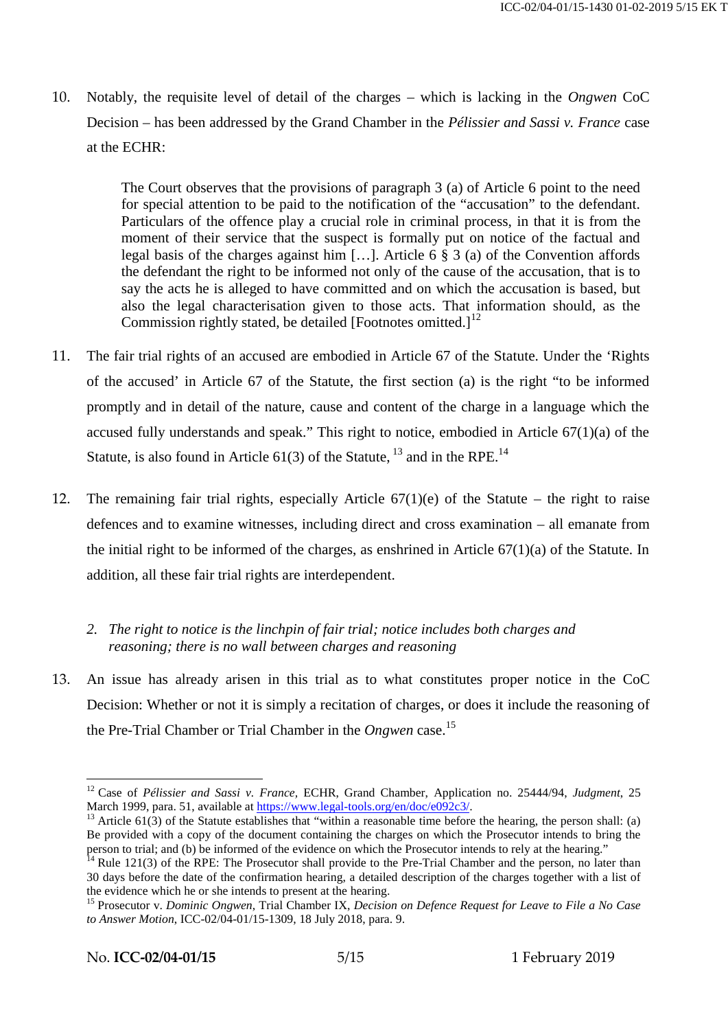10. Notably, the requisite level of detail of the charges – which is lacking in the *Ongwen* CoC Decision – has been addressed by the Grand Chamber in the *Pélissier and Sassi v. France* case at the ECHR:

> The Court observes that the provisions of paragraph 3 (a) of Article 6 point to the need for special attention to be paid to the notification of the "accusation" to the defendant. Particulars of the offence play a crucial role in criminal process, in that it is from the moment of their service that the suspect is formally put on notice of the factual and legal basis of the charges against him […]. Article 6 § 3 (a) of the Convention affords the defendant the right to be informed not only of the cause of the accusation, that is to say the acts he is alleged to have committed and on which the accusation is based, but also the legal characterisation given to those acts. That information should, as the Commission rightly stated, be detailed [Footnotes omitted.][12]

11. The fair trial rights of an accused are embodied in Article 67 of the Statute. Under the 'Rights of the accused' in Article 67 of the Statute, the first section (a) is the right "to be informed promptly and in detail of the nature, cause and content of the charge in a language which the accused fully understands and speak." This right to notice, embodied in Article 67(1)(a) of the Statute, is also found in Article 61(3) of the Statute, [13] and in the RPE.[14]

12. The remaining fair trial rights, especially Article 67(1)(e) of the Statute – the right to raise defences and to examine witnesses, including direct and cross examination – all emanate from the initial right to be informed of the charges, as enshrined in Article 67(1)(a) of the Statute. In addition, all these fair trial rights are interdependent.

### *2. The right to notice is the linchpin of fair trial; notice includes both charges and reasoning; there is no wall between charges and reasoning*

13. An issue has already arisen in this trial as to what constitutes proper notice in the CoC Decision: Whether or not it is simply a recitation of charges, or does it include the reasoning of the Pre-Trial Chamber or Trial Chamber in the *Ongwen* case.[15]

---

[12] Case of *Pélissier and Sassi v. France*, ECHR, Grand Chamber, Application no. 25444/94, *Judgment*, 25 March 1999, para. 51, available at https://www.legal-tools.org/en/doc/e092c3/.

[13] Article 61(3) of the Statute establishes that "within a reasonable time before the hearing, the person shall: (a) Be provided with a copy of the document containing the charges on which the Prosecutor intends to bring the person to trial; and (b) be informed of the evidence on which the Prosecutor intends to rely at the hearing."

[14] Rule 121(3) of the RPE: The Prosecutor shall provide to the Pre-Trial Chamber and the person, no later than 30 days before the date of the confirmation hearing, a detailed description of the charges together with a list of the evidence which he or she intends to present at the hearing.

[15] Prosecutor v. *Dominic Ongwen*, Trial Chamber IX, *Decision on Defence Request for Leave to File a No Case to Answer Motion*, ICC-02/04-01/15-1309, 18 July 2018, para. 9.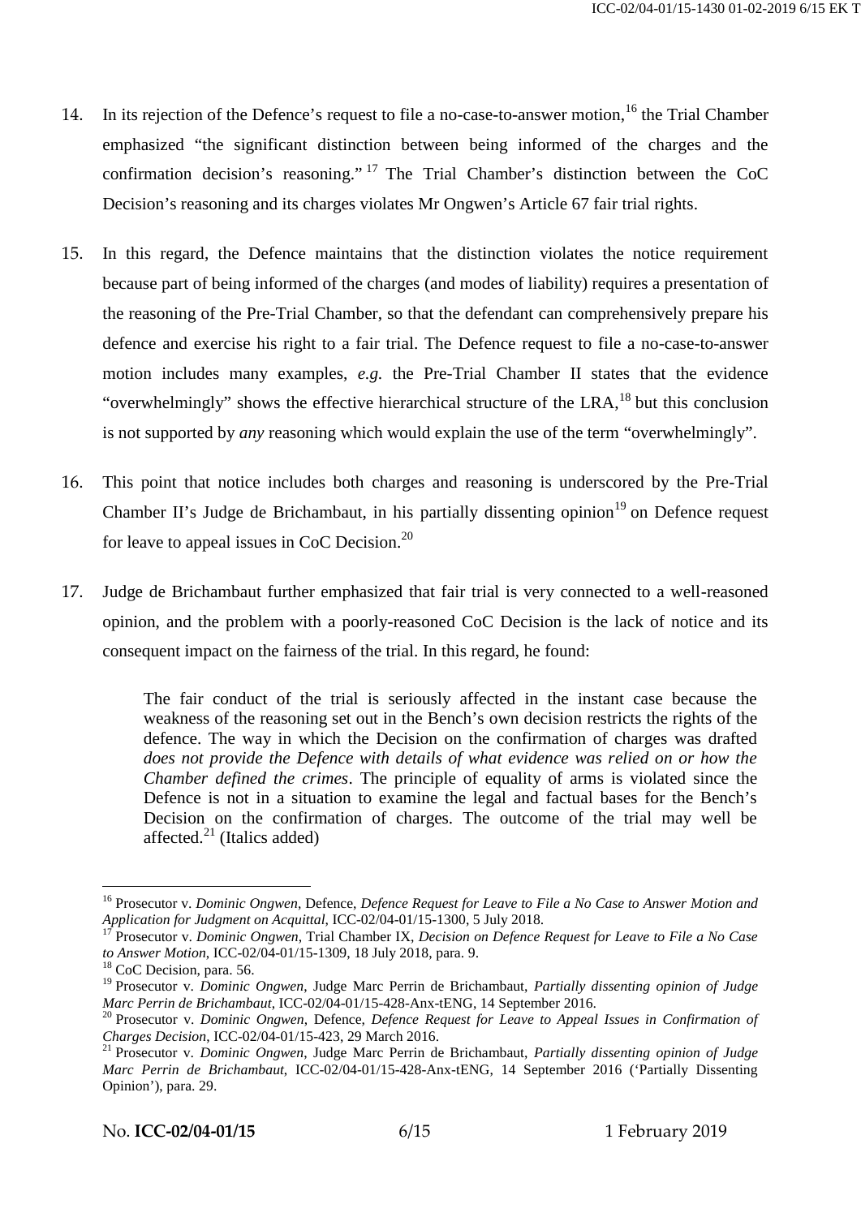14. In its rejection of the Defence's request to file a no-case-to-answer motion,[16] the Trial Chamber emphasized "the significant distinction between being informed of the charges and the confirmation decision's reasoning."[17] The Trial Chamber's distinction between the CoC Decision's reasoning and its charges violates Mr Ongwen's Article 67 fair trial rights.

15. In this regard, the Defence maintains that the distinction violates the notice requirement because part of being informed of the charges (and modes of liability) requires a presentation of the reasoning of the Pre-Trial Chamber, so that the defendant can comprehensively prepare his defence and exercise his right to a fair trial. The Defence request to file a no-case-to-answer motion includes many examples, *e.g.* the Pre-Trial Chamber II states that the evidence "overwhelmingly" shows the effective hierarchical structure of the LRA,[18] but this conclusion is not supported by *any* reasoning which would explain the use of the term "overwhelmingly".

16. This point that notice includes both charges and reasoning is underscored by the Pre-Trial Chamber II's Judge de Brichambaut, in his partially dissenting opinion[19] on Defence request for leave to appeal issues in CoC Decision.[20]

17. Judge de Brichambaut further emphasized that fair trial is very connected to a well-reasoned opinion, and the problem with a poorly-reasoned CoC Decision is the lack of notice and its consequent impact on the fairness of the trial. In this regard, he found:

> The fair conduct of the trial is seriously affected in the instant case because the weakness of the reasoning set out in the Bench's own decision restricts the rights of the defence. The way in which the Decision on the confirmation of charges was drafted *does not provide the Defence with details of what evidence was relied on or how the Chamber defined the crimes*. The principle of equality of arms is violated since the Defence is not in a situation to examine the legal and factual bases for the Bench's Decision on the confirmation of charges. The outcome of the trial may well be affected.[21] (Italics added)

---

[16] Prosecutor v. *Dominic Ongwen*, Defence, *Defence Request for Leave to File a No Case to Answer Motion and Application for Judgment on Acquittal*, ICC-02/04-01/15-1300, 5 July 2018.

[17] Prosecutor v. *Dominic Ongwen*, Trial Chamber IX, *Decision on Defence Request for Leave to File a No Case to Answer Motion*, ICC-02/04-01/15-1309, 18 July 2018, para. 9.

[18] CoC Decision, para. 56.

[19] Prosecutor v. *Dominic Ongwen*, Judge Marc Perrin de Brichambaut, *Partially dissenting opinion of Judge Marc Perrin de Brichambaut*, ICC-02/04-01/15-428-Anx-tENG, 14 September 2016.

[20] Prosecutor v. *Dominic Ongwen*, Defence, *Defence Request for Leave to Appeal Issues in Confirmation of Charges Decision*, ICC-02/04-01/15-423, 29 March 2016.

[21] Prosecutor v. *Dominic Ongwen*, Judge Marc Perrin de Brichambaut, *Partially dissenting opinion of Judge Marc Perrin de Brichambaut*, ICC-02/04-01/15-428-Anx-tENG, 14 September 2016 ('Partially Dissenting Opinion'), para. 29.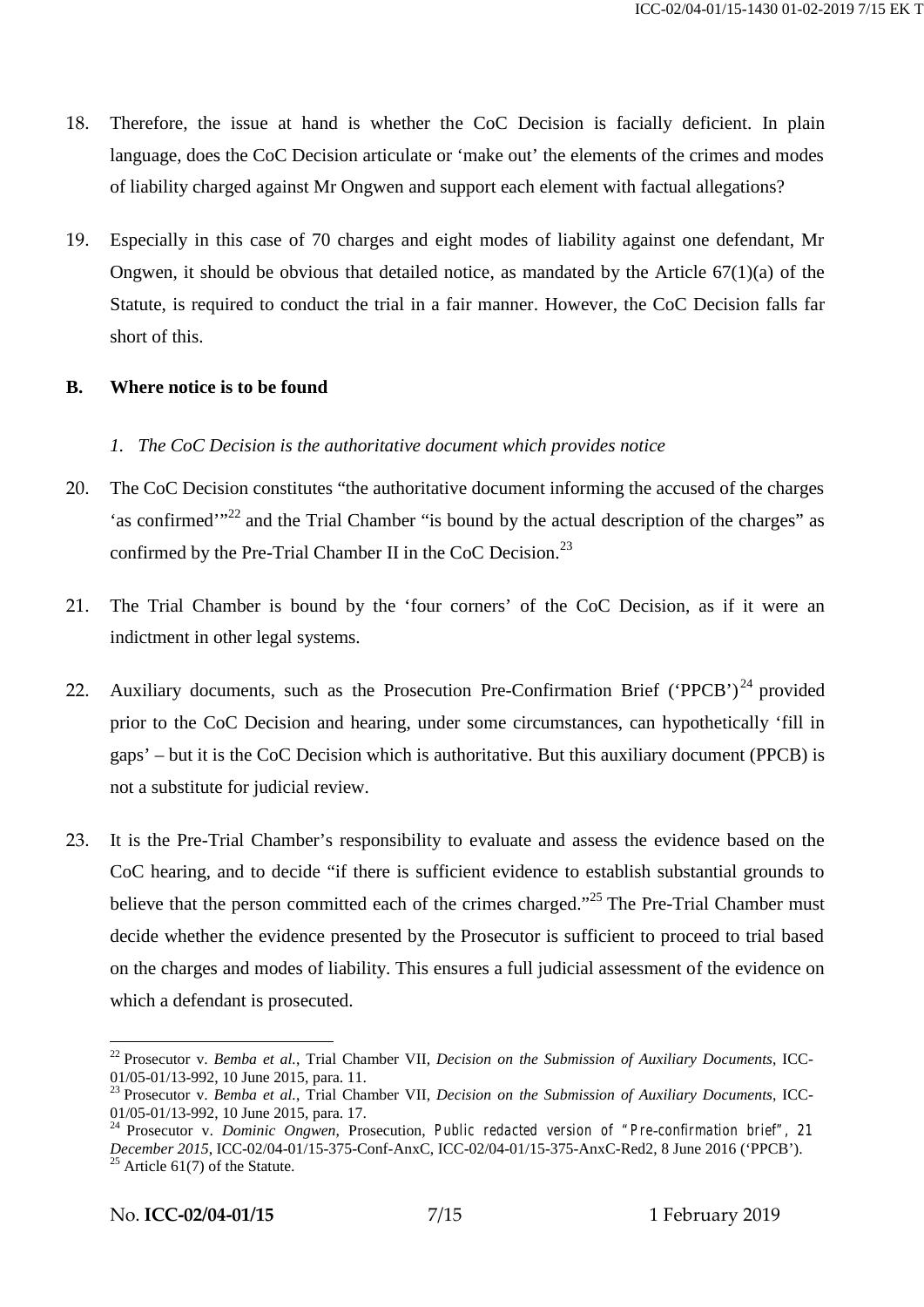18. Therefore, the issue at hand is whether the CoC Decision is facially deficient. In plain language, does the CoC Decision articulate or 'make out' the elements of the crimes and modes of liability charged against Mr Ongwen and support each element with factual allegations?

19. Especially in this case of 70 charges and eight modes of liability against one defendant, Mr Ongwen, it should be obvious that detailed notice, as mandated by the Article 67(1)(a) of the Statute, is required to conduct the trial in a fair manner. However, the CoC Decision falls far short of this.

**B. Where notice is to be found**

*1. The CoC Decision is the authoritative document which provides notice*

20. The CoC Decision constitutes "the authoritative document informing the accused of the charges 'as confirmed'"[22] and the Trial Chamber "is bound by the actual description of the charges" as confirmed by the Pre-Trial Chamber II in the CoC Decision.[23]

21. The Trial Chamber is bound by the 'four corners' of the CoC Decision, as if it were an indictment in other legal systems.

22. Auxiliary documents, such as the Prosecution Pre-Confirmation Brief ('PPCB')[24] provided prior to the CoC Decision and hearing, under some circumstances, can hypothetically 'fill in gaps' – but it is the CoC Decision which is authoritative. But this auxiliary document (PPCB) is not a substitute for judicial review.

23. It is the Pre-Trial Chamber's responsibility to evaluate and assess the evidence based on the CoC hearing, and to decide "if there is sufficient evidence to establish substantial grounds to believe that the person committed each of the crimes charged."[25] The Pre-Trial Chamber must decide whether the evidence presented by the Prosecutor is sufficient to proceed to trial based on the charges and modes of liability. This ensures a full judicial assessment of the evidence on which a defendant is prosecuted.

---

[22] Prosecutor v. *Bemba et al.*, Trial Chamber VII, *Decision on the Submission of Auxiliary Documents*, ICC-01/05-01/13-992, 10 June 2015, para. 11.

[23] Prosecutor v. *Bemba et al.*, Trial Chamber VII, *Decision on the Submission of Auxiliary Documents*, ICC-01/05-01/13-992, 10 June 2015, para. 17.

[24] Prosecutor v. *Dominic Ongwen*, Prosecution, *Public redacted version of "Pre-confirmation brief", 21 December 2015*, ICC-02/04-01/15-375-Conf-AnxC, ICC-02/04-01/15-375-AnxC-Red2, 8 June 2016 ('PPCB').

[25] Article 61(7) of the Statute.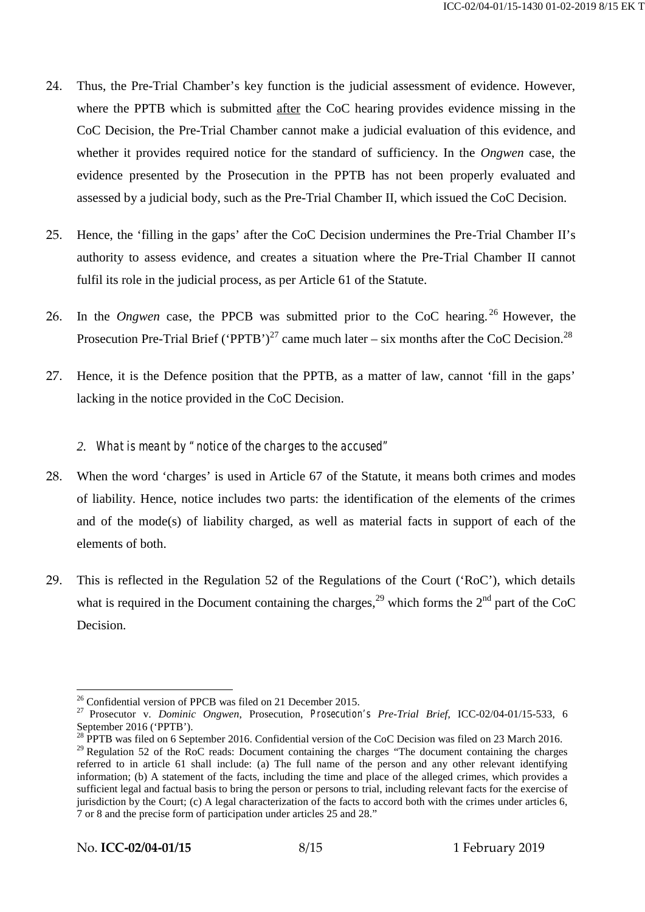24. Thus, the Pre-Trial Chamber's key function is the judicial assessment of evidence. However, where the PPTB which is submitted <u>after</u> the CoC hearing provides evidence missing in the CoC Decision, the Pre-Trial Chamber cannot make a judicial evaluation of this evidence, and whether it provides required notice for the standard of sufficiency. In the *Ongwen* case, the evidence presented by the Prosecution in the PPTB has not been properly evaluated and assessed by a judicial body, such as the Pre-Trial Chamber II, which issued the CoC Decision.

25. Hence, the 'filling in the gaps' after the CoC Decision undermines the Pre-Trial Chamber II's authority to assess evidence, and creates a situation where the Pre-Trial Chamber II cannot fulfil its role in the judicial process, as per Article 61 of the Statute.

26. In the *Ongwen* case, the PPCB was submitted prior to the CoC hearing.[26] However, the Prosecution Pre-Trial Brief ('PPTB')[27] came much later – six months after the CoC Decision.[28]

27. Hence, it is the Defence position that the PPTB, as a matter of law, cannot 'fill in the gaps' lacking in the notice provided in the CoC Decision.

*2. What is meant by "notice of the charges to the accused"*

28. When the word 'charges' is used in Article 67 of the Statute, it means both crimes and modes of liability. Hence, notice includes two parts: the identification of the elements of the crimes and of the mode(s) of liability charged, as well as material facts in support of each of the elements of both.

29. This is reflected in the Regulation 52 of the Regulations of the Court ('RoC'), which details what is required in the Document containing the charges,[29] which forms the 2nd part of the CoC Decision.

---

[26] Confidential version of PPCB was filed on 21 December 2015.

[27] Prosecutor v. *Dominic Ongwen*, Prosecution, *Prosecution's Pre-Trial Brief*, ICC-02/04-01/15-533, 6 September 2016 ('PPTB').

[28] PPTB was filed on 6 September 2016. Confidential version of the CoC Decision was filed on 23 March 2016.

[29] Regulation 52 of the RoC reads: Document containing the charges "The document containing the charges referred to in article 61 shall include: (a) The full name of the person and any other relevant identifying information; (b) A statement of the facts, including the time and place of the alleged crimes, which provides a sufficient legal and factual basis to bring the person or persons to trial, including relevant facts for the exercise of jurisdiction by the Court; (c) A legal characterization of the facts to accord both with the crimes under articles 6, 7 or 8 and the precise form of participation under articles 25 and 28."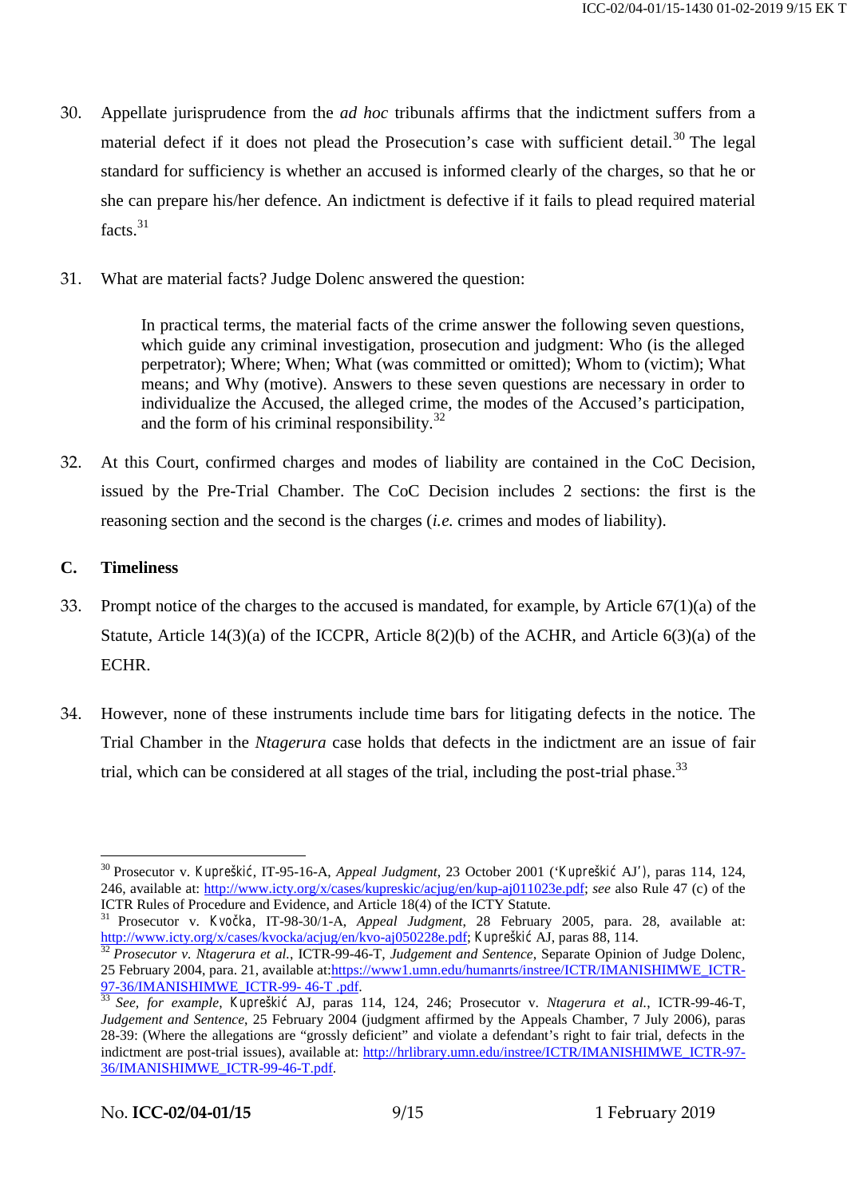30. Appellate jurisprudence from the *ad hoc* tribunals affirms that the indictment suffers from a material defect if it does not plead the Prosecution's case with sufficient detail.[30] The legal standard for sufficiency is whether an accused is informed clearly of the charges, so that he or she can prepare his/her defence. An indictment is defective if it fails to plead required material facts.[31]

31. What are material facts? Judge Dolenc answered the question:

> In practical terms, the material facts of the crime answer the following seven questions, which guide any criminal investigation, prosecution and judgment: Who (is the alleged perpetrator); Where; When; What (was committed or omitted); Whom to (victim); What means; and Why (motive). Answers to these seven questions are necessary in order to individualize the Accused, the alleged crime, the modes of the Accused's participation, and the form of his criminal responsibility.[32]

32. At this Court, confirmed charges and modes of liability are contained in the CoC Decision, issued by the Pre-Trial Chamber. The CoC Decision includes 2 sections: the first is the reasoning section and the second is the charges (*i.e.* crimes and modes of liability).

## C. Timeliness

33. Prompt notice of the charges to the accused is mandated, for example, by Article 67(1)(a) of the Statute, Article 14(3)(a) of the ICCPR, Article 8(2)(b) of the ACHR, and Article 6(3)(a) of the ECHR.

34. However, none of these instruments include time bars for litigating defects in the notice. The Trial Chamber in the *Ntagerura* case holds that defects in the indictment are an issue of fair trial, which can be considered at all stages of the trial, including the post-trial phase.[33]

---

[30] Prosecutor v. Kupreškić, IT-95-16-A, *Appeal Judgment*, 23 October 2001 ('Kupreškić AJ'), paras 114, 124, 246, available at: http://www.icty.org/x/cases/kupreskic/acjug/en/kup-aj011023e.pdf; *see* also Rule 47 (c) of the ICTR Rules of Procedure and Evidence, and Article 18(4) of the ICTY Statute.

[31] Prosecutor v. Kvočka, IT-98-30/1-A, *Appeal Judgment*, 28 February 2005, para. 28, available at: http://www.icty.org/x/cases/kvocka/acjug/en/kvo-aj050228e.pdf; Kupreškić AJ, paras 88, 114.

[32] *Prosecutor v. Ntagerura et al.*, ICTR-99-46-T, *Judgement and Sentence*, Separate Opinion of Judge Dolenc, 25 February 2004, para. 21, available at:https://www1.umn.edu/humanrts/instree/ICTR/IMANISHIMWE_ICTR-97-36/IMANISHIMWE_ICTR-99- 46-T .pdf.

[33] *See, for example*, Kupreškić AJ, paras 114, 124, 246; Prosecutor v. *Ntagerura et al.*, ICTR-99-46-T, *Judgement and Sentence*, 25 February 2004 (judgment affirmed by the Appeals Chamber, 7 July 2006), paras 28-39: (Where the allegations are "grossly deficient" and violate a defendant's right to fair trial, defects in the indictment are post-trial issues), available at: http://hrlibrary.umn.edu/instree/ICTR/IMANISHIMWE_ICTR-97-36/IMANISHIMWE_ICTR-99-46-T.pdf.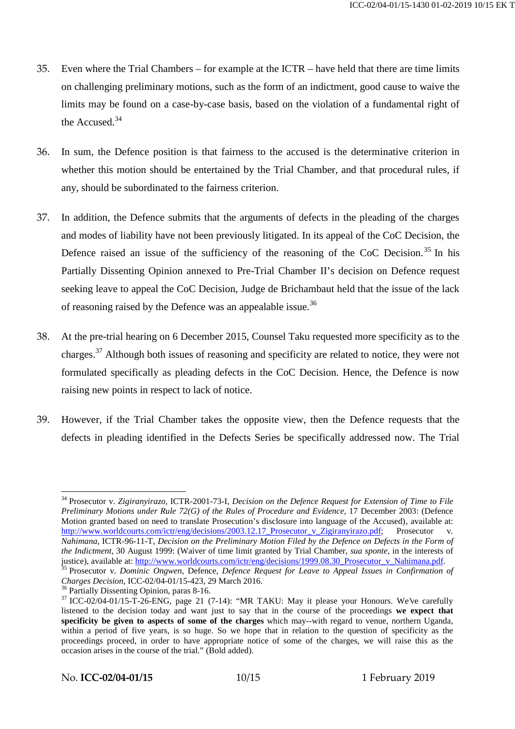35. Even where the Trial Chambers – for example at the ICTR – have held that there are time limits on challenging preliminary motions, such as the form of an indictment, good cause to waive the limits may be found on a case-by-case basis, based on the violation of a fundamental right of the Accused.[34]

36. In sum, the Defence position is that fairness to the accused is the determinative criterion in whether this motion should be entertained by the Trial Chamber, and that procedural rules, if any, should be subordinated to the fairness criterion.

37. In addition, the Defence submits that the arguments of defects in the pleading of the charges and modes of liability have not been previously litigated. In its appeal of the CoC Decision, the Defence raised an issue of the sufficiency of the reasoning of the CoC Decision.[35] In his Partially Dissenting Opinion annexed to Pre-Trial Chamber II's decision on Defence request seeking leave to appeal the CoC Decision, Judge de Brichambaut held that the issue of the lack of reasoning raised by the Defence was an appealable issue.[36]

38. At the pre-trial hearing on 6 December 2015, Counsel Taku requested more specificity as to the charges.[37] Although both issues of reasoning and specificity are related to notice, they were not formulated specifically as pleading defects in the CoC Decision. Hence, the Defence is now raising new points in respect to lack of notice.

39. However, if the Trial Chamber takes the opposite view, then the Defence requests that the defects in pleading identified in the Defects Series be specifically addressed now. The Trial

---

[34] Prosecutor v. *Zigiranyirazo*, ICTR-2001-73-I, *Decision on the Defence Request for Extension of Time to File Preliminary Motions under Rule 72(G) of the Rules of Procedure and Evidence*, 17 December 2003: (Defence Motion granted based on need to translate Prosecution's disclosure into language of the Accused), available at: http://www.worldcourts.com/ictr/eng/decisions/2003.12.17_Prosecutor_v_Zigiranyirazo.pdf; Prosecutor v. *Nahimana*, ICTR-96-11-T, *Decision on the Preliminary Motion Filed by the Defence on Defects in the Form of the Indictment*, 30 August 1999: (Waiver of time limit granted by Trial Chamber, *sua sponte*, in the interests of justice), available at: http://www.worldcourts.com/ictr/eng/decisions/1999.08.30_Prosecutor_v_Nahimana.pdf.

[35] Prosecutor v. *Dominic Ongwen*, Defence, *Defence Request for Leave to Appeal Issues in Confirmation of Charges Decision*, ICC-02/04-01/15-423, 29 March 2016.

[36] Partially Dissenting Opinion, paras 8-16.

[37] ICC-02/04-01/15-T-26-ENG, page 21 (7-14): "MR TAKU: May it please your Honours. We've carefully listened to the decision today and want just to say that in the course of the proceedings **we expect that specificity be given to aspects of some of the charges** which may--with regard to venue, northern Uganda, within a period of five years, is so huge. So we hope that in relation to the question of specificity as the proceedings proceed, in order to have appropriate notice of some of the charges, we will raise this as the occasion arises in the course of the trial." (Bold added).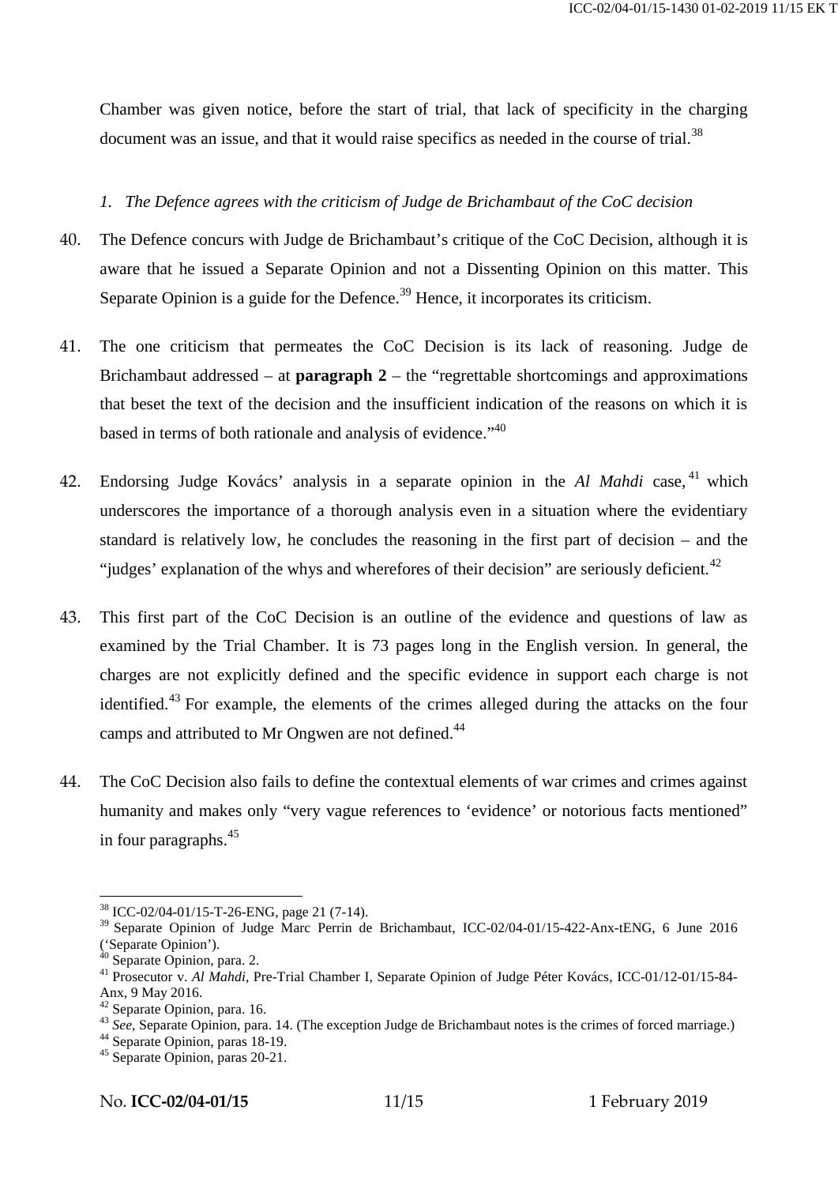Chamber was given notice, before the start of trial, that lack of specificity in the charging document was an issue, and that it would raise specifics as needed in the course of trial.[38]

### *1. The Defence agrees with the criticism of Judge de Brichambaut of the CoC decision*

40. The Defence concurs with Judge de Brichambaut's critique of the CoC Decision, although it is aware that he issued a Separate Opinion and not a Dissenting Opinion on this matter. This Separate Opinion is a guide for the Defence.[39] Hence, it incorporates its criticism.

41. The one criticism that permeates the CoC Decision is its lack of reasoning. Judge de Brichambaut addressed – at **paragraph 2** – the "regrettable shortcomings and approximations that beset the text of the decision and the insufficient indication of the reasons on which it is based in terms of both rationale and analysis of evidence."[40]

42. Endorsing Judge Kovács' analysis in a separate opinion in the *Al Mahdi* case,[41] which underscores the importance of a thorough analysis even in a situation where the evidentiary standard is relatively low, he concludes the reasoning in the first part of decision – and the "judges' explanation of the whys and wherefores of their decision" are seriously deficient.[42]

43. This first part of the CoC Decision is an outline of the evidence and questions of law as examined by the Trial Chamber. It is 73 pages long in the English version. In general, the charges are not explicitly defined and the specific evidence in support each charge is not identified.[43] For example, the elements of the crimes alleged during the attacks on the four camps and attributed to Mr Ongwen are not defined.[44]

44. The CoC Decision also fails to define the contextual elements of war crimes and crimes against humanity and makes only "very vague references to 'evidence' or notorious facts mentioned" in four paragraphs.[45]

---

[38] ICC-02/04-01/15-T-26-ENG, page 21 (7-14).

[39] Separate Opinion of Judge Marc Perrin de Brichambaut, ICC-02/04-01/15-422-Anx-tENG, 6 June 2016 ('Separate Opinion').

[40] Separate Opinion, para. 2.

[41] Prosecutor v. *Al Mahdi*, Pre-Trial Chamber I, Separate Opinion of Judge Péter Kovács, ICC-01/12-01/15-84-Anx, 9 May 2016.

[42] Separate Opinion, para. 16.

[43] *See*, Separate Opinion, para. 14. (The exception Judge de Brichambaut notes is the crimes of forced marriage.)

[44] Separate Opinion, paras 18-19.

[45] Separate Opinion, paras 20-21.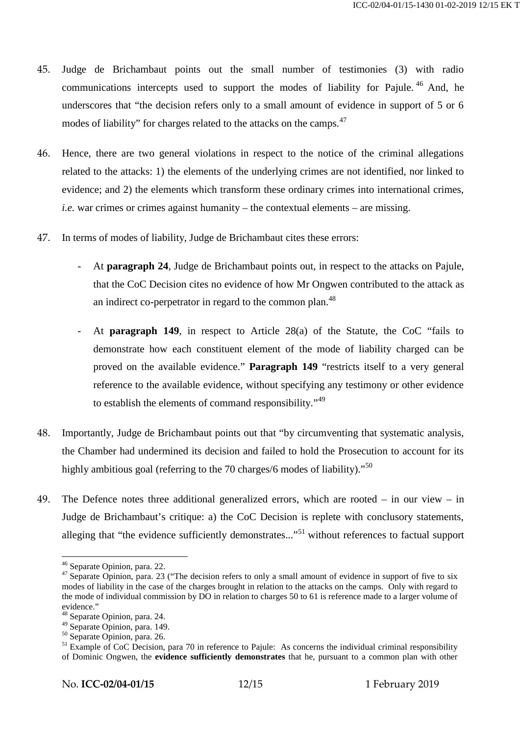45. Judge de Brichambaut points out the small number of testimonies (3) with radio communications intercepts used to support the modes of liability for Pajule.[46] And, he underscores that "the decision refers only to a small amount of evidence in support of 5 or 6 modes of liability" for charges related to the attacks on the camps.[47]

46. Hence, there are two general violations in respect to the notice of the criminal allegations related to the attacks: 1) the elements of the underlying crimes are not identified, nor linked to evidence; and 2) the elements which transform these ordinary crimes into international crimes, *i.e.* war crimes or crimes against humanity – the contextual elements – are missing.

47. In terms of modes of liability, Judge de Brichambaut cites these errors:

    - At **paragraph 24**, Judge de Brichambaut points out, in respect to the attacks on Pajule, that the CoC Decision cites no evidence of how Mr Ongwen contributed to the attack as an indirect co-perpetrator in regard to the common plan.[48]

    - At **paragraph 149**, in respect to Article 28(a) of the Statute, the CoC "fails to demonstrate how each constituent element of the mode of liability charged can be proved on the available evidence." **Paragraph 149** "restricts itself to a very general reference to the available evidence, without specifying any testimony or other evidence to establish the elements of command responsibility."[49]

48. Importantly, Judge de Brichambaut points out that "by circumventing that systematic analysis, the Chamber had undermined its decision and failed to hold the Prosecution to account for its highly ambitious goal (referring to the 70 charges/6 modes of liability)."[50]

49. The Defence notes three additional generalized errors, which are rooted – in our view – in Judge de Brichambaut's critique: a) the CoC Decision is replete with conclusory statements, alleging that "the evidence sufficiently demonstrates..."[51] without references to factual support

---

[46] Separate Opinion, para. 22.

[47] Separate Opinion, para. 23 ("The decision refers to only a small amount of evidence in support of five to six modes of liability in the case of the charges brought in relation to the attacks on the camps. Only with regard to the mode of individual commission by DO in relation to charges 50 to 61 is reference made to a larger volume of evidence."

[48] Separate Opinion, para. 24.

[49] Separate Opinion, para. 149.

[50] Separate Opinion, para. 26.

[51] Example of CoC Decision, para 70 in reference to Pajule: As concerns the individual criminal responsibility of Dominic Ongwen, the **evidence sufficiently demonstrates** that he, pursuant to a common plan with other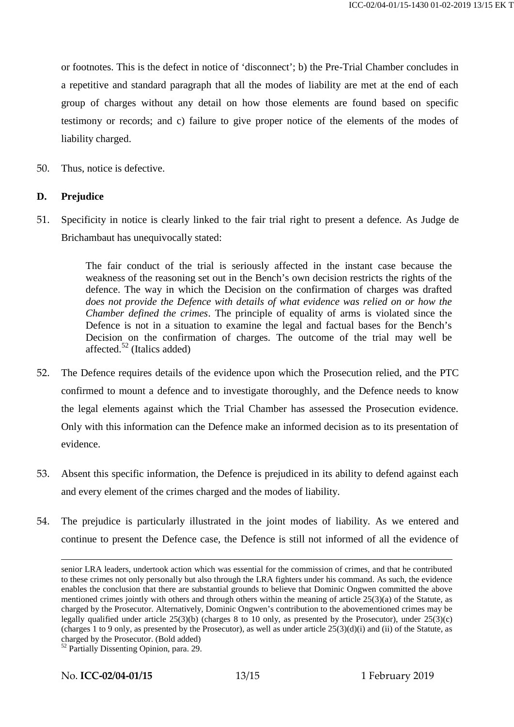or footnotes. This is the defect in notice of 'disconnect'; b) the Pre-Trial Chamber concludes in a repetitive and standard paragraph that all the modes of liability are met at the end of each group of charges without any detail on how those elements are found based on specific testimony or records; and c) failure to give proper notice of the elements of the modes of liability charged.

50. Thus, notice is defective.

### D. Prejudice

51. Specificity in notice is clearly linked to the fair trial right to present a defence. As Judge de Brichambaut has unequivocally stated:

> The fair conduct of the trial is seriously affected in the instant case because the weakness of the reasoning set out in the Bench's own decision restricts the rights of the defence. The way in which the Decision on the confirmation of charges was drafted *does not provide the Defence with details of what evidence was relied on or how the Chamber defined the crimes*. The principle of equality of arms is violated since the Defence is not in a situation to examine the legal and factual bases for the Bench's Decision on the confirmation of charges. The outcome of the trial may well be affected.[52] (Italics added)

52. The Defence requires details of the evidence upon which the Prosecution relied, and the PTC confirmed to mount a defence and to investigate thoroughly, and the Defence needs to know the legal elements against which the Trial Chamber has assessed the Prosecution evidence. Only with this information can the Defence make an informed decision as to its presentation of evidence.

53. Absent this specific information, the Defence is prejudiced in its ability to defend against each and every element of the crimes charged and the modes of liability.

54. The prejudice is particularly illustrated in the joint modes of liability. As we entered and continue to present the Defence case, the Defence is still not informed of all the evidence of

---

senior LRA leaders, undertook action which was essential for the commission of crimes, and that he contributed to these crimes not only personally but also through the LRA fighters under his command. As such, the evidence enables the conclusion that there are substantial grounds to believe that Dominic Ongwen committed the above mentioned crimes jointly with others and through others within the meaning of article 25(3)(a) of the Statute, as charged by the Prosecutor. Alternatively, Dominic Ongwen's contribution to the abovementioned crimes may be legally qualified under article 25(3)(b) (charges 8 to 10 only, as presented by the Prosecutor), under 25(3)(c) (charges 1 to 9 only, as presented by the Prosecutor), as well as under article 25(3)(d)(i) and (ii) of the Statute, as charged by the Prosecutor. (Bold added)

[52] Partially Dissenting Opinion, para. 29.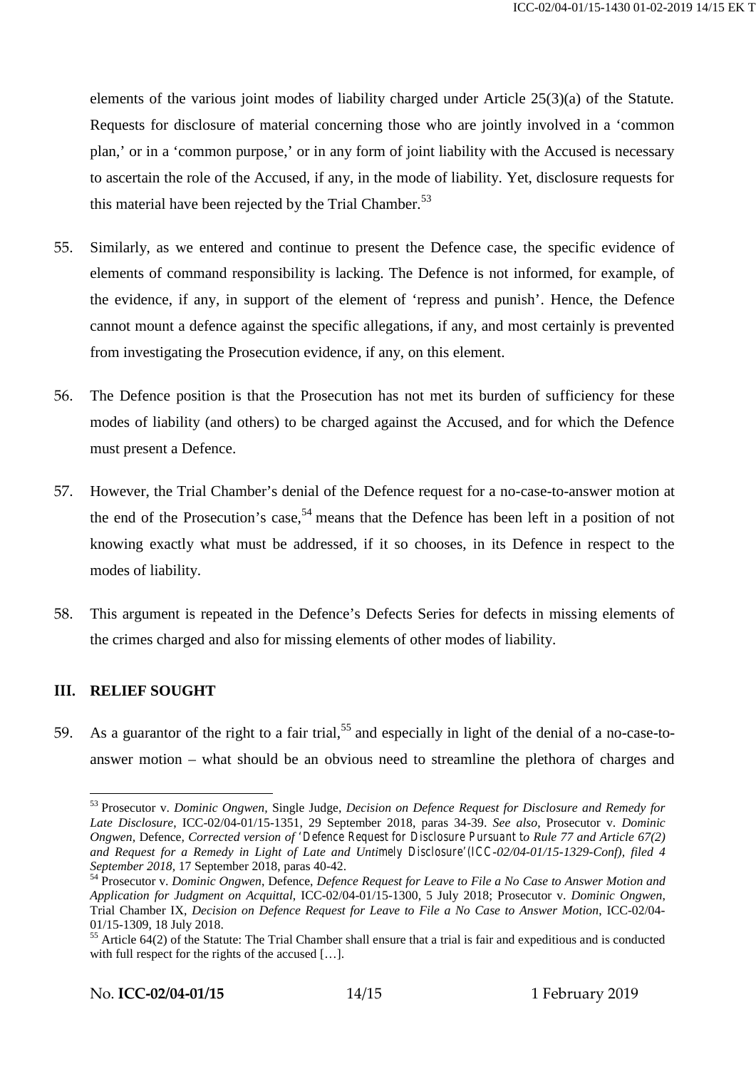elements of the various joint modes of liability charged under Article 25(3)(a) of the Statute. Requests for disclosure of material concerning those who are jointly involved in a 'common plan,' or in a 'common purpose,' or in any form of joint liability with the Accused is necessary to ascertain the role of the Accused, if any, in the mode of liability. Yet, disclosure requests for this material have been rejected by the Trial Chamber.[53]

55. Similarly, as we entered and continue to present the Defence case, the specific evidence of elements of command responsibility is lacking. The Defence is not informed, for example, of the evidence, if any, in support of the element of 'repress and punish'. Hence, the Defence cannot mount a defence against the specific allegations, if any, and most certainly is prevented from investigating the Prosecution evidence, if any, on this element.

56. The Defence position is that the Prosecution has not met its burden of sufficiency for these modes of liability (and others) to be charged against the Accused, and for which the Defence must present a Defence.

57. However, the Trial Chamber's denial of the Defence request for a no-case-to-answer motion at the end of the Prosecution's case,[54] means that the Defence has been left in a position of not knowing exactly what must be addressed, if it so chooses, in its Defence in respect to the modes of liability.

58. This argument is repeated in the Defence's Defects Series for defects in missing elements of the crimes charged and also for missing elements of other modes of liability.

## III. RELIEF SOUGHT

59. As a guarantor of the right to a fair trial,[55] and especially in light of the denial of a no-case-to-answer motion – what should be an obvious need to streamline the plethora of charges and

---

[53] Prosecutor v. *Dominic Ongwen*, Single Judge, *Decision on Defence Request for Disclosure and Remedy for Late Disclosure*, ICC-02/04-01/15-1351, 29 September 2018, paras 34-39. *See also*, Prosecutor v. *Dominic Ongwen,* Defence, *Corrected version of 'Defence Request for Disclosure Pursuant to Rule 77 and Article 67(2) and Request for a Remedy in Light of Late and Untimely Disclosure' (ICC-02/04-01/15-1329-Conf), filed 4 September 2018*, 17 September 2018, paras 40-42.

[54] Prosecutor v. *Dominic Ongwen*, Defence, *Defence Request for Leave to File a No Case to Answer Motion and Application for Judgment on Acquittal*, ICC-02/04-01/15-1300, 5 July 2018; Prosecutor v. *Dominic Ongwen*, Trial Chamber IX, *Decision on Defence Request for Leave to File a No Case to Answer Motion*, ICC-02/04-01/15-1309, 18 July 2018.

[55] Article 64(2) of the Statute: The Trial Chamber shall ensure that a trial is fair and expeditious and is conducted with full respect for the rights of the accused […].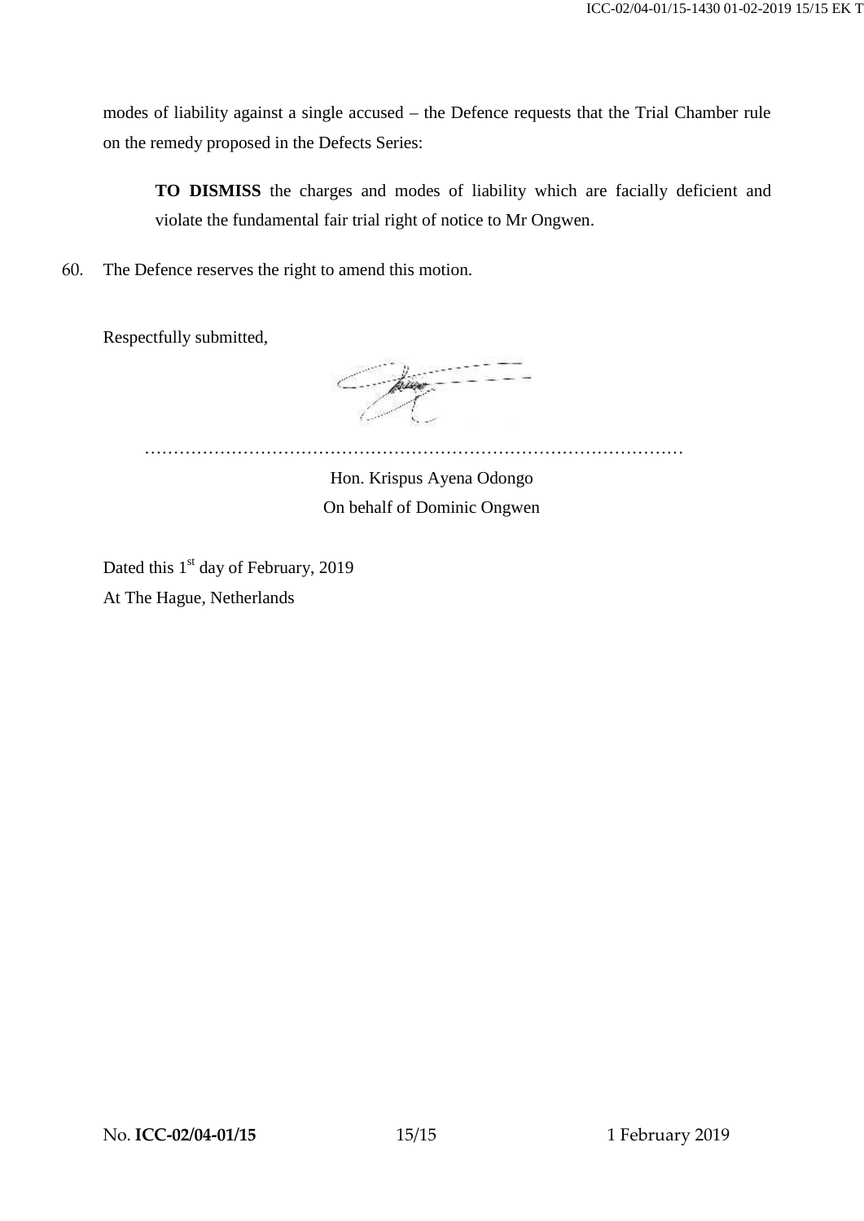modes of liability against a single accused – the Defence requests that the Trial Chamber rule on the remedy proposed in the Defects Series:

> **TO DISMISS** the charges and modes of liability which are facially deficient and violate the fundamental fair trial right of notice to Mr Ongwen.

60. The Defence reserves the right to amend this motion.

Respectfully submitted,

…………………………………………………………………………………

Hon. Krispus Ayena Odongo
On behalf of Dominic Ongwen

Dated this 1st day of February, 2019
At The Hague, Netherlands